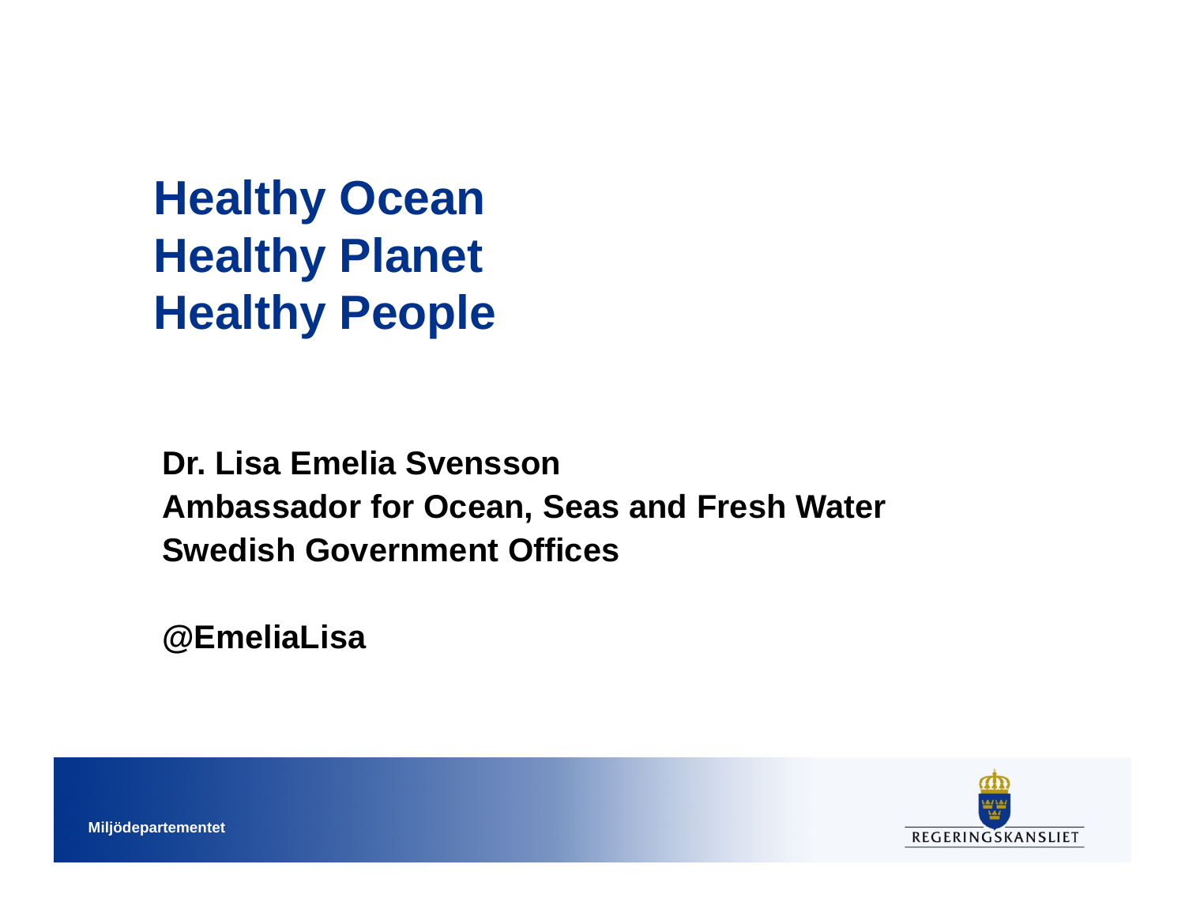# Healthy Ocean
# Healthy Planet
# Healthy People

**Dr. Lisa Emelia Svensson**
**Ambassador for Ocean, Seas and Fresh Water**
**Swedish Government Offices**

**@EmeliaLisa**

**Miljödepartementet**

REGERINGSKANSLIET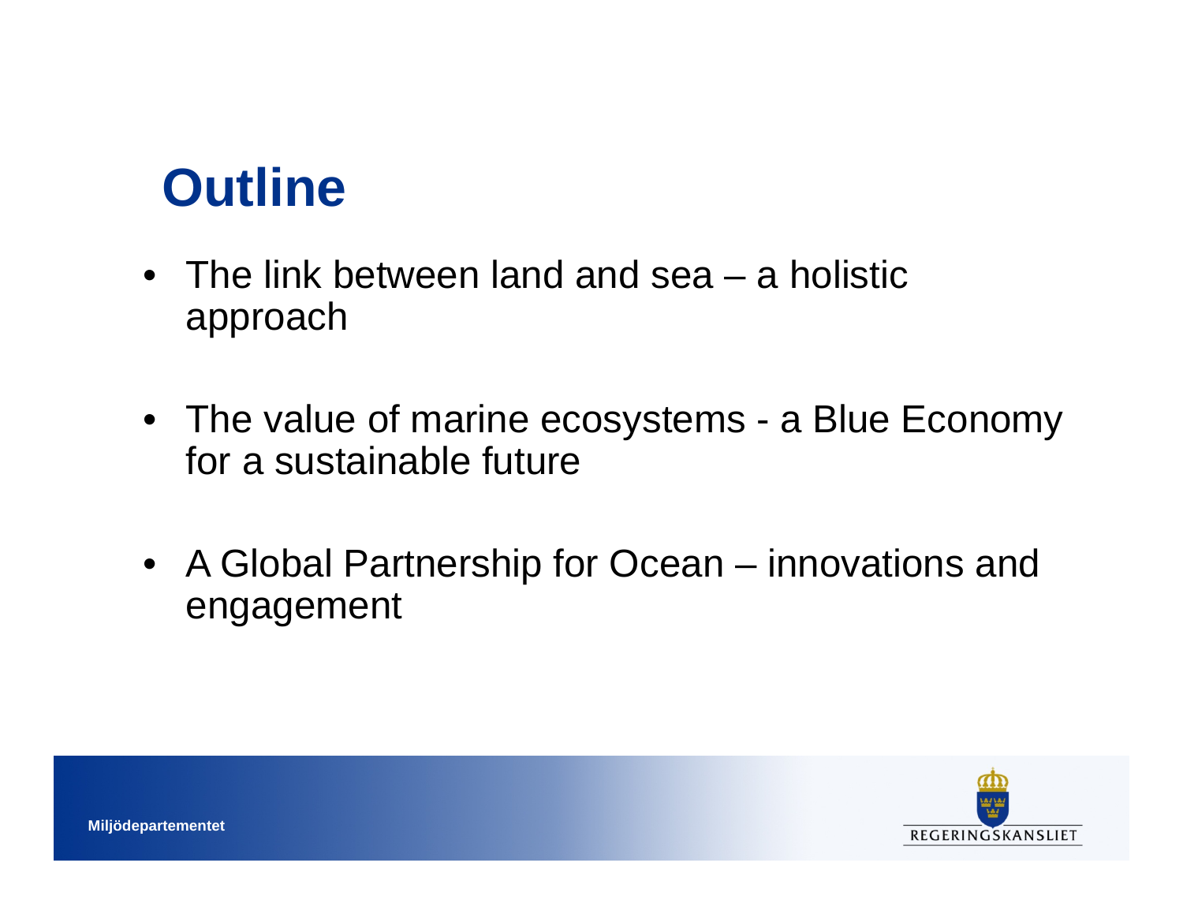# Outline

- The link between land and sea – a holistic approach
- The value of marine ecosystems - a Blue Economy for a sustainable future
- A Global Partnership for Ocean – innovations and engagement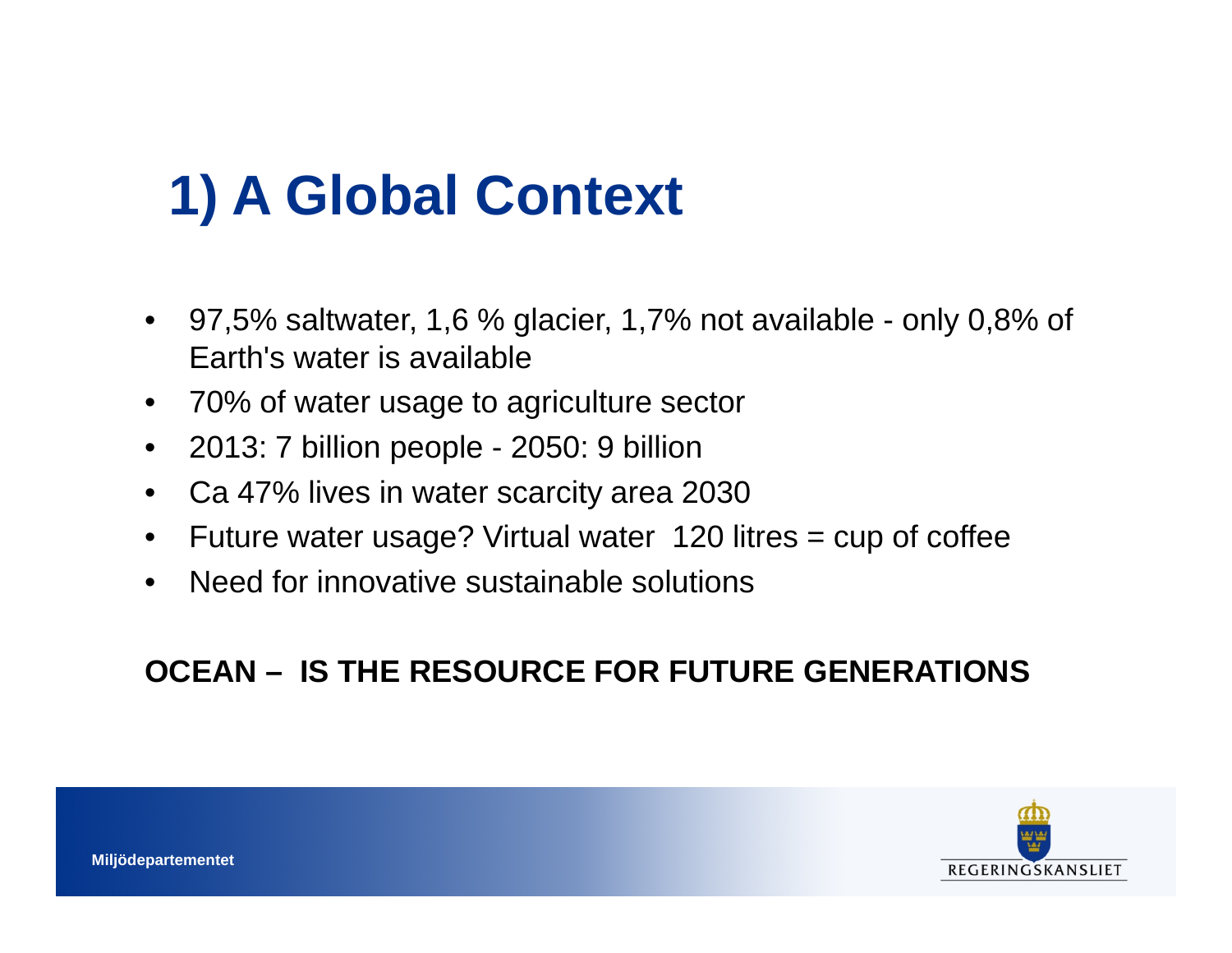# 1) A Global Context

- 97,5% saltwater, 1,6 % glacier, 1,7% not available - only 0,8% of Earth's water is available
- 70% of water usage to agriculture sector
- 2013: 7 billion people - 2050: 9 billion
- Ca 47% lives in water scarcity area 2030
- Future water usage? Virtual water 120 litres = cup of coffee
- Need for innovative sustainable solutions

**OCEAN – IS THE RESOURCE FOR FUTURE GENERATIONS**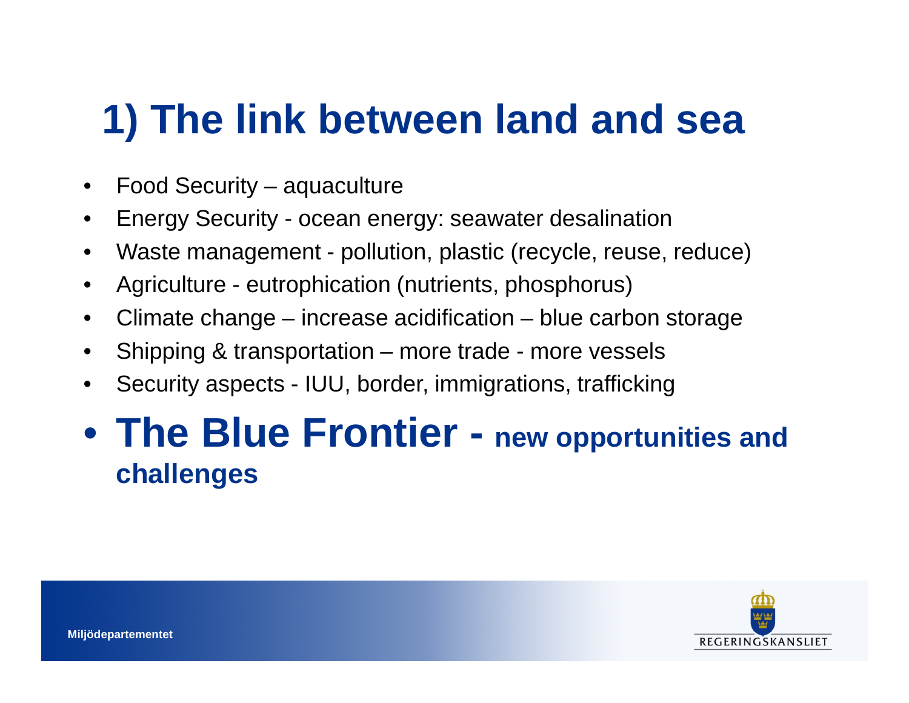# 1) The link between land and sea

- Food Security – aquaculture
- Energy Security - ocean energy: seawater desalination
- Waste management - pollution, plastic (recycle, reuse, reduce)
- Agriculture - eutrophication (nutrients, phosphorus)
- Climate change – increase acidification – blue carbon storage
- Shipping & transportation – more trade - more vessels
- Security aspects - IUU, border, immigrations, trafficking
- **The Blue Frontier - new opportunities and challenges**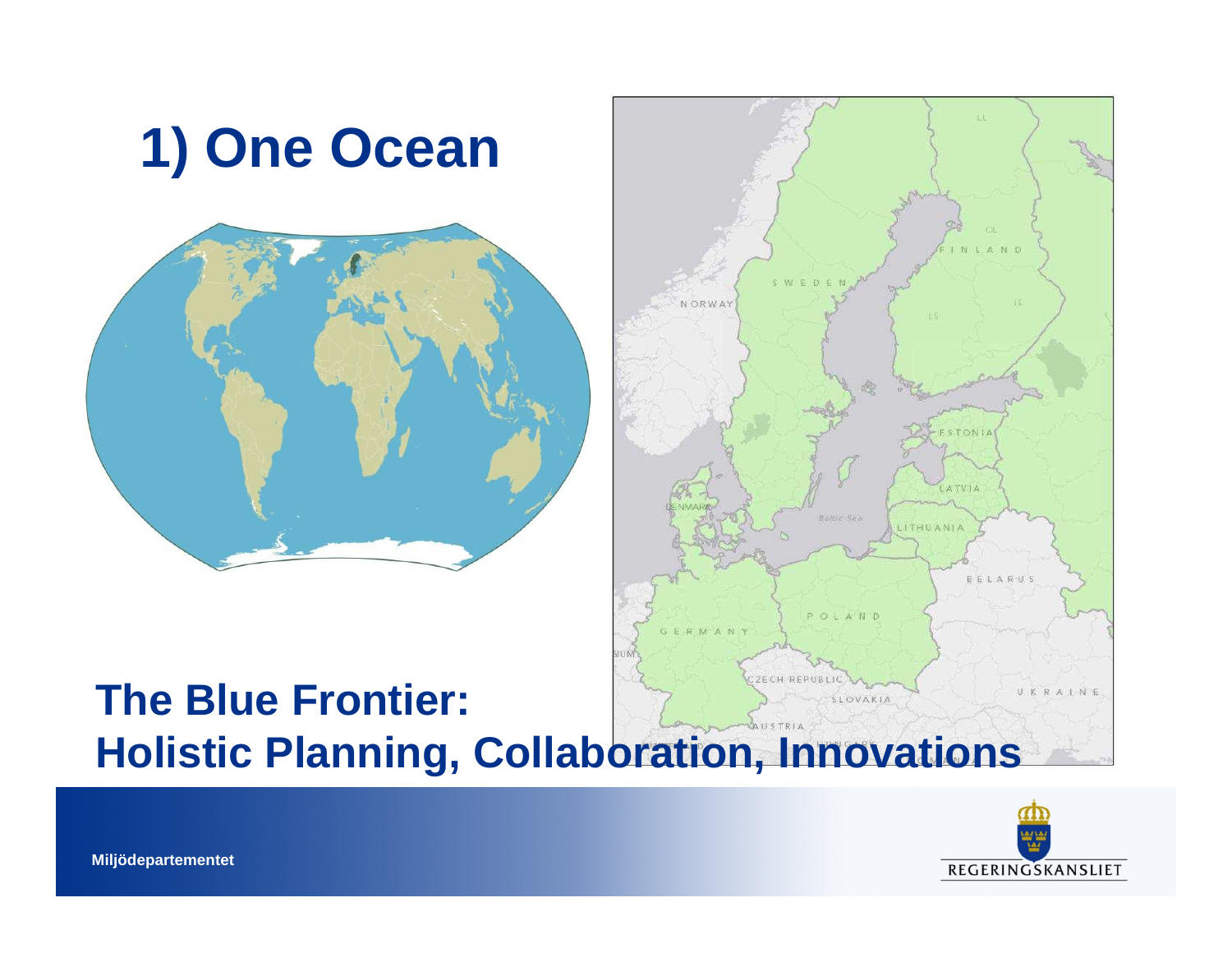# 1) One Ocean

## The Blue Frontier: Holistic Planning, Collaboration, Innovations

Miljödepartementet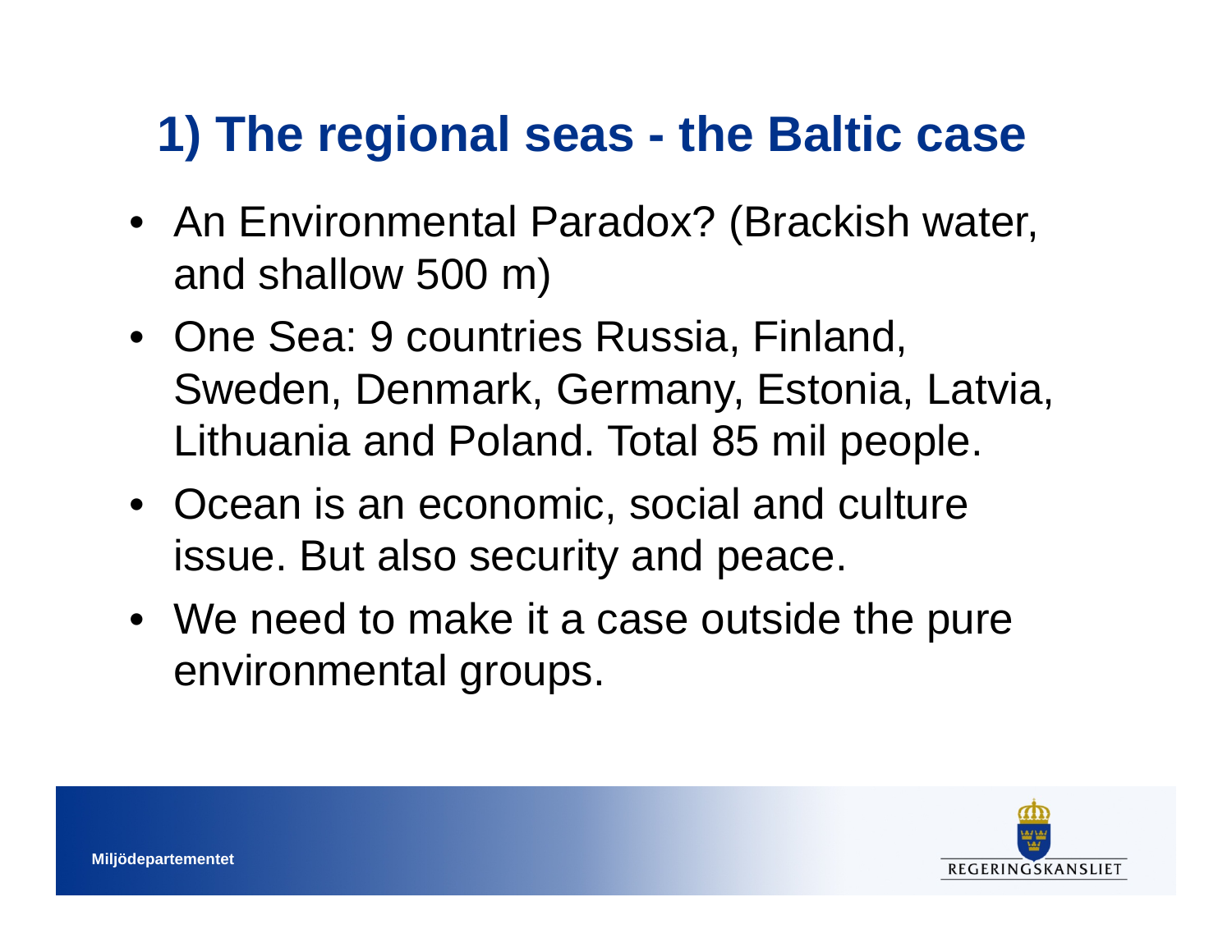# 1) The regional seas - the Baltic case

- An Environmental Paradox? (Brackish water, and shallow 500 m)
- One Sea: 9 countries Russia, Finland, Sweden, Denmark, Germany, Estonia, Latvia, Lithuania and Poland. Total 85 mil people.
- Ocean is an economic, social and culture issue. But also security and peace.
- We need to make it a case outside the pure environmental groups.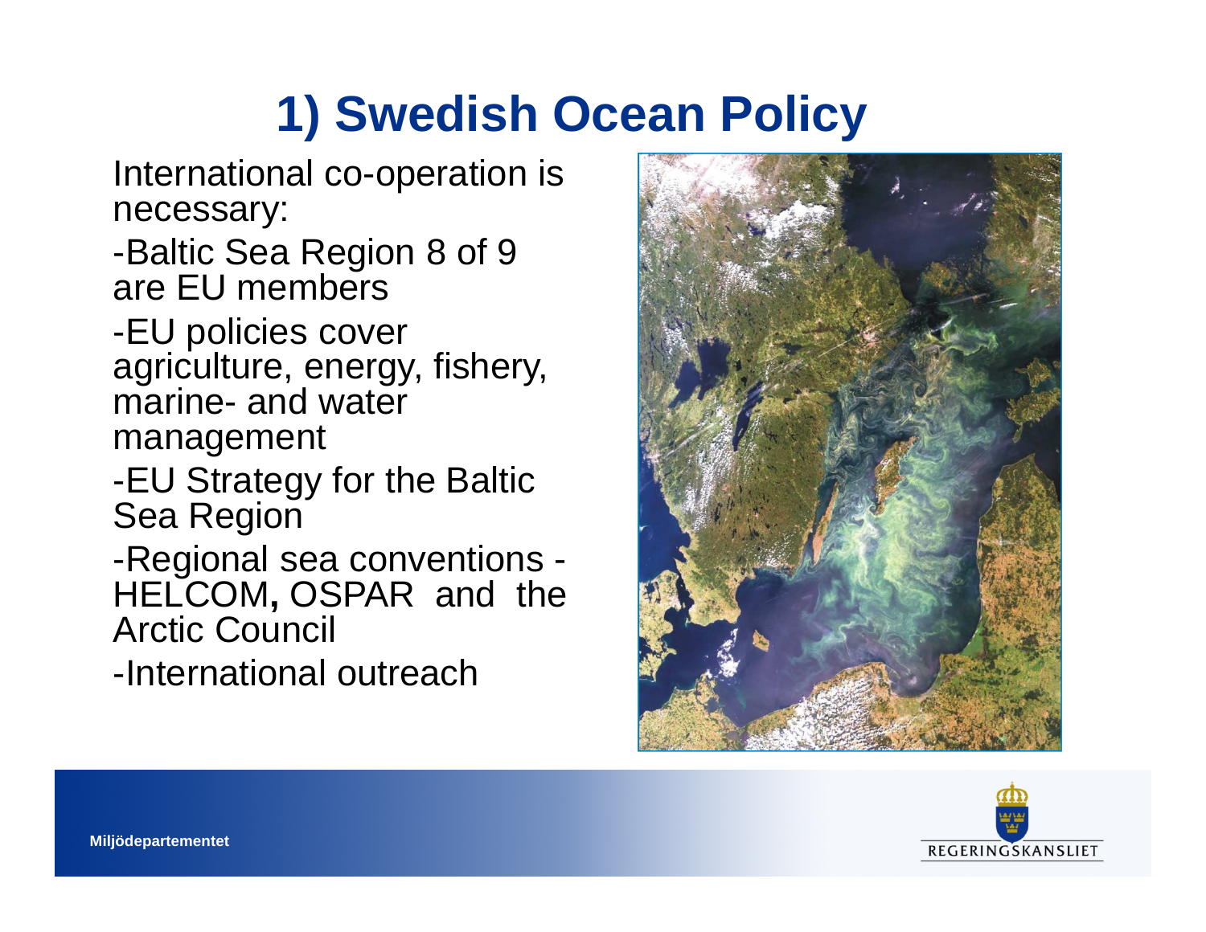# 1) Swedish Ocean Policy

International co-operation is necessary:

- Baltic Sea Region 8 of 9 are EU members
- EU policies cover agriculture, energy, fishery, marine- and water management
- EU Strategy for the Baltic Sea Region
- Regional sea conventions - HELCOM, OSPAR and the Arctic Council
- International outreach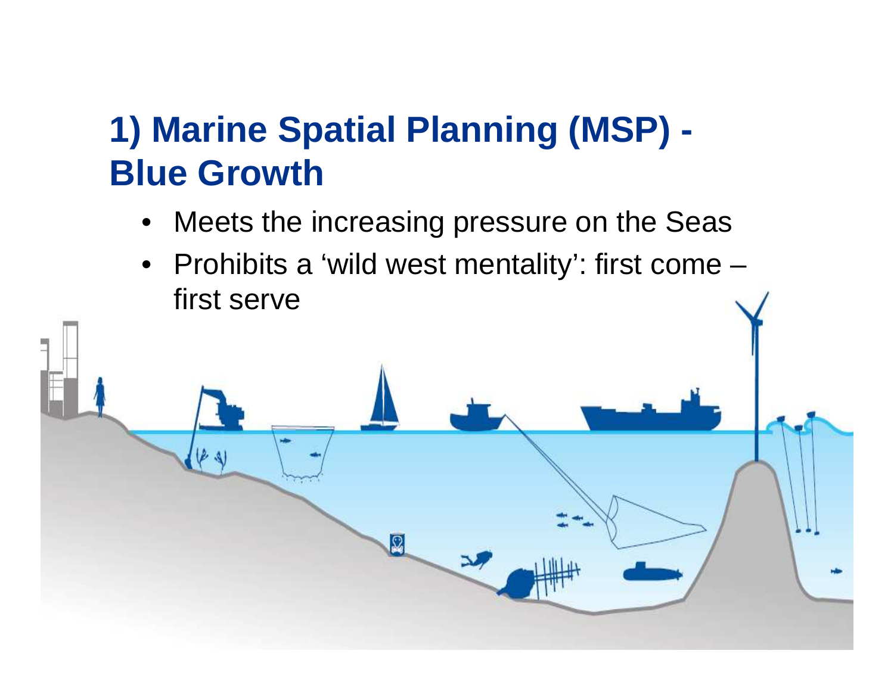# 1) Marine Spatial Planning (MSP) - Blue Growth

- Meets the increasing pressure on the Seas
- Prohibits a 'wild west mentality': first come – first serve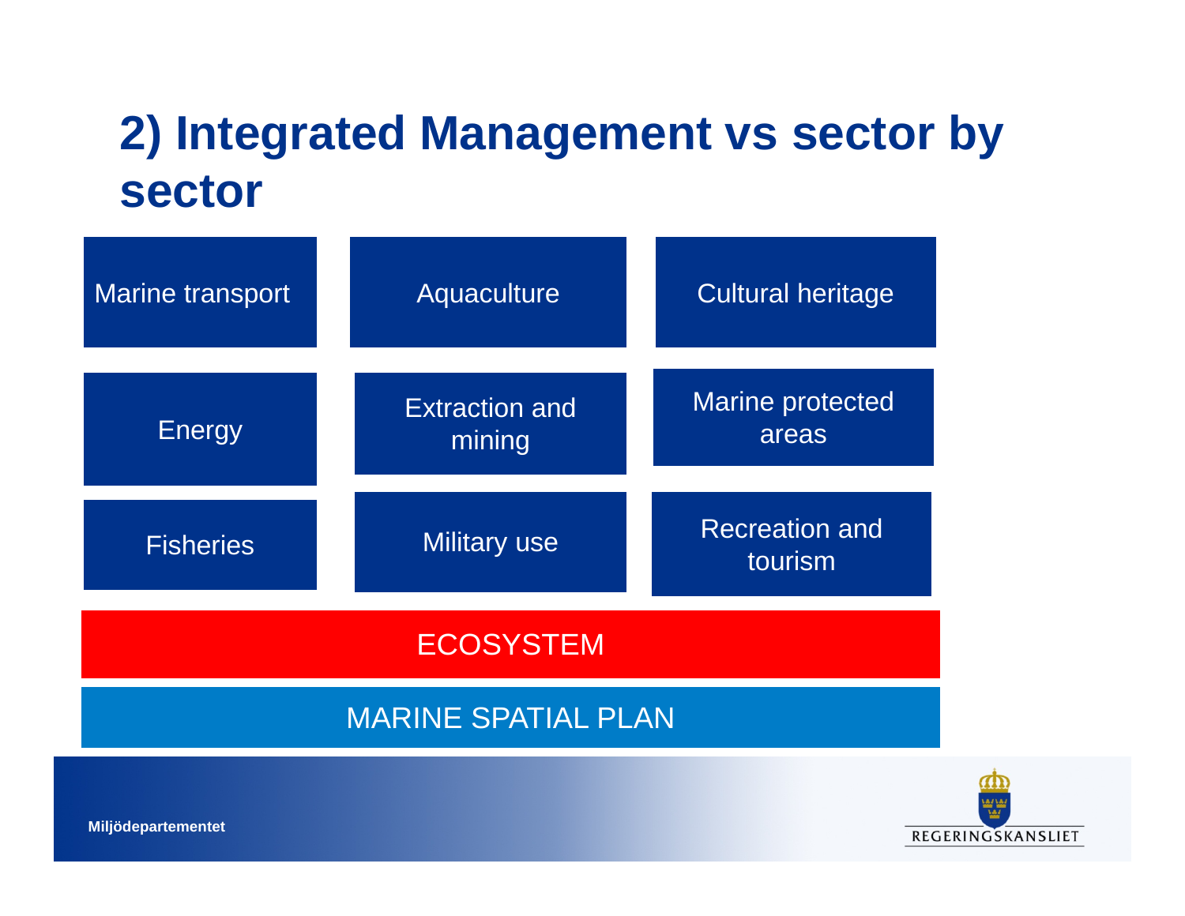# 2) Integrated Management vs sector by sector

| Marine transport | Aquaculture | Cultural heritage |
| --- | --- | --- |
| Energy | Extraction and mining | Marine protected areas |
| Fisheries | Military use | Recreation and tourism |

ECOSYSTEM

MARINE SPATIAL PLAN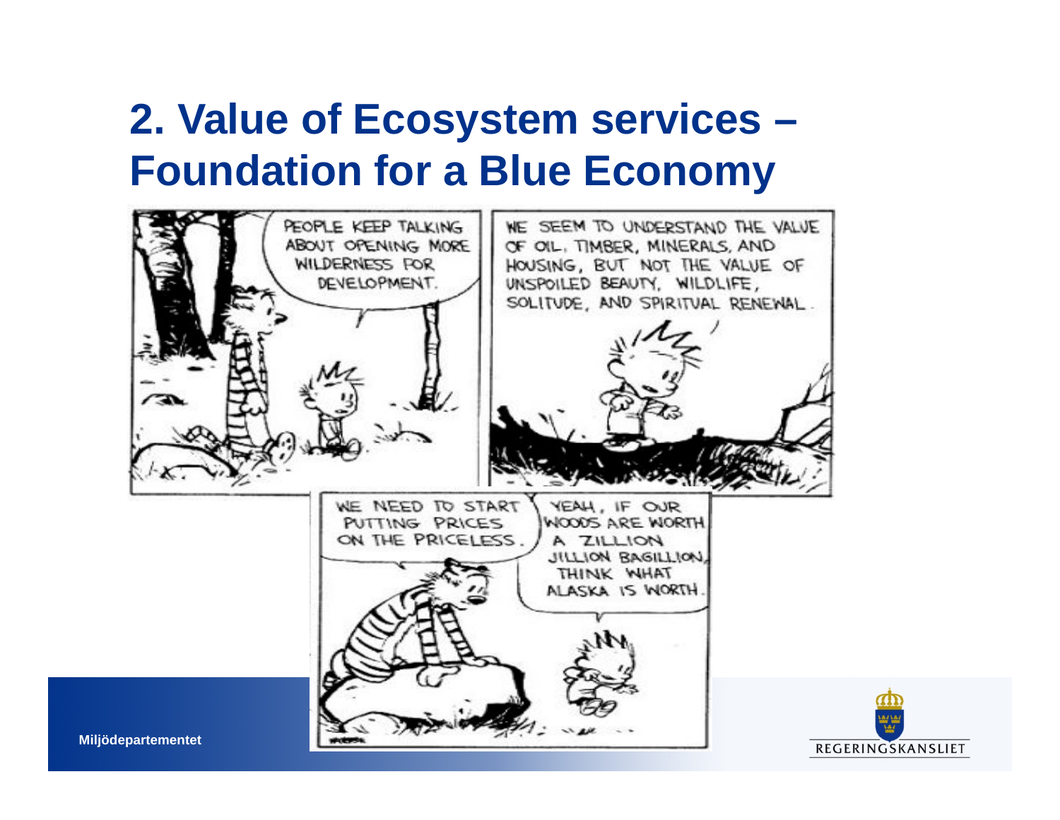# 2. Value of Ecosystem services – Foundation for a Blue Economy

PEOPLE KEEP TALKING ABOUT OPENING MORE WILDERNESS FOR DEVELOPMENT.

WE SEEM TO UNDERSTAND THE VALUE OF OIL, TIMBER, MINERALS, AND HOUSING, BUT NOT THE VALUE OF UNSPOILED BEAUTY, WILDLIFE, SOLITUDE, AND SPIRITUAL RENEWAL.

WE NEED TO START PUTTING PRICES ON THE PRICELESS.

YEAH, IF OUR WOODS ARE WORTH A ZILLION JILLION BAGILLION, THINK WHAT ALASKA IS WORTH.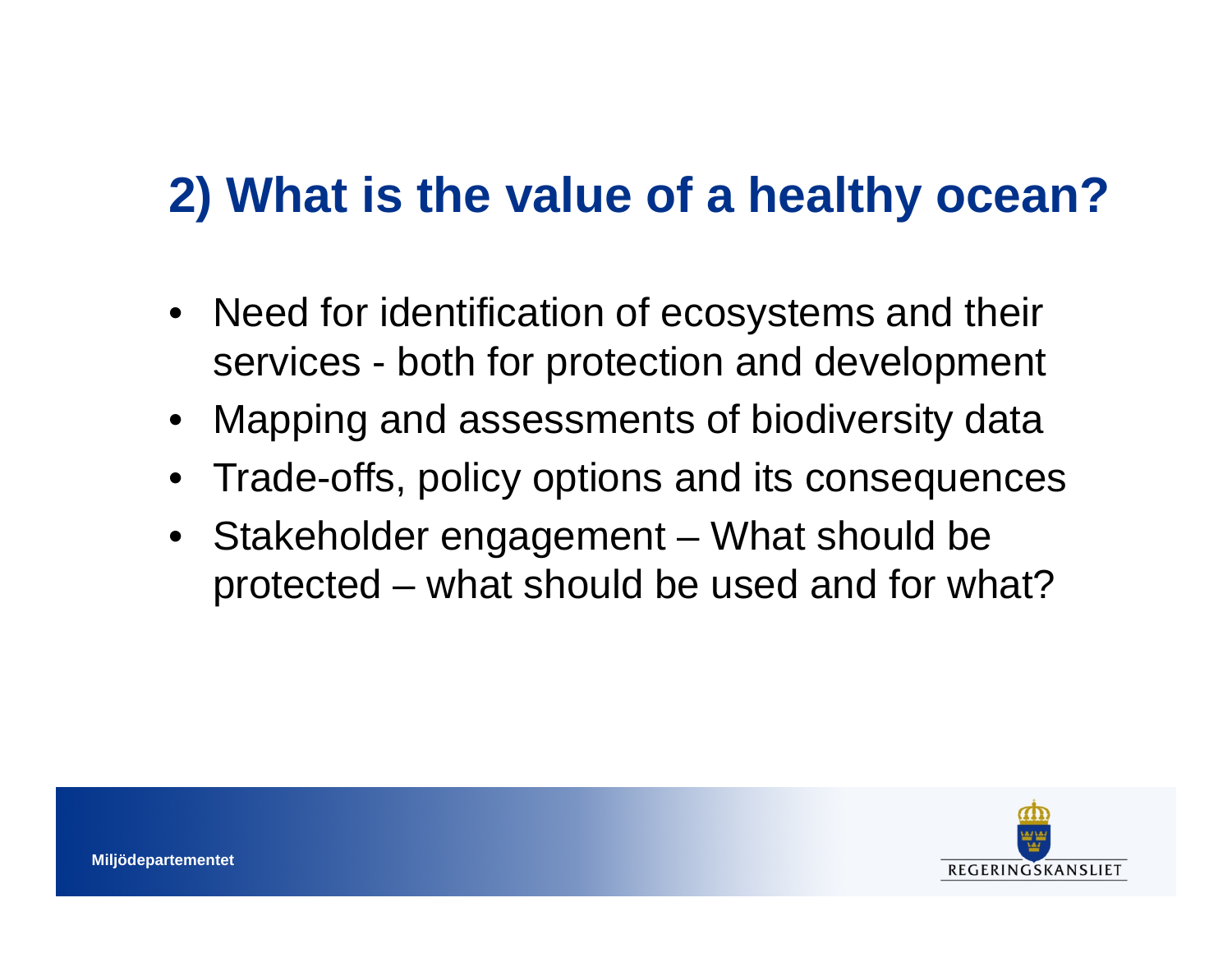## 2) What is the value of a healthy ocean?

- Need for identification of ecosystems and their services - both for protection and development
- Mapping and assessments of biodiversity data
- Trade-offs, policy options and its consequences
- Stakeholder engagement – What should be protected – what should be used and for what?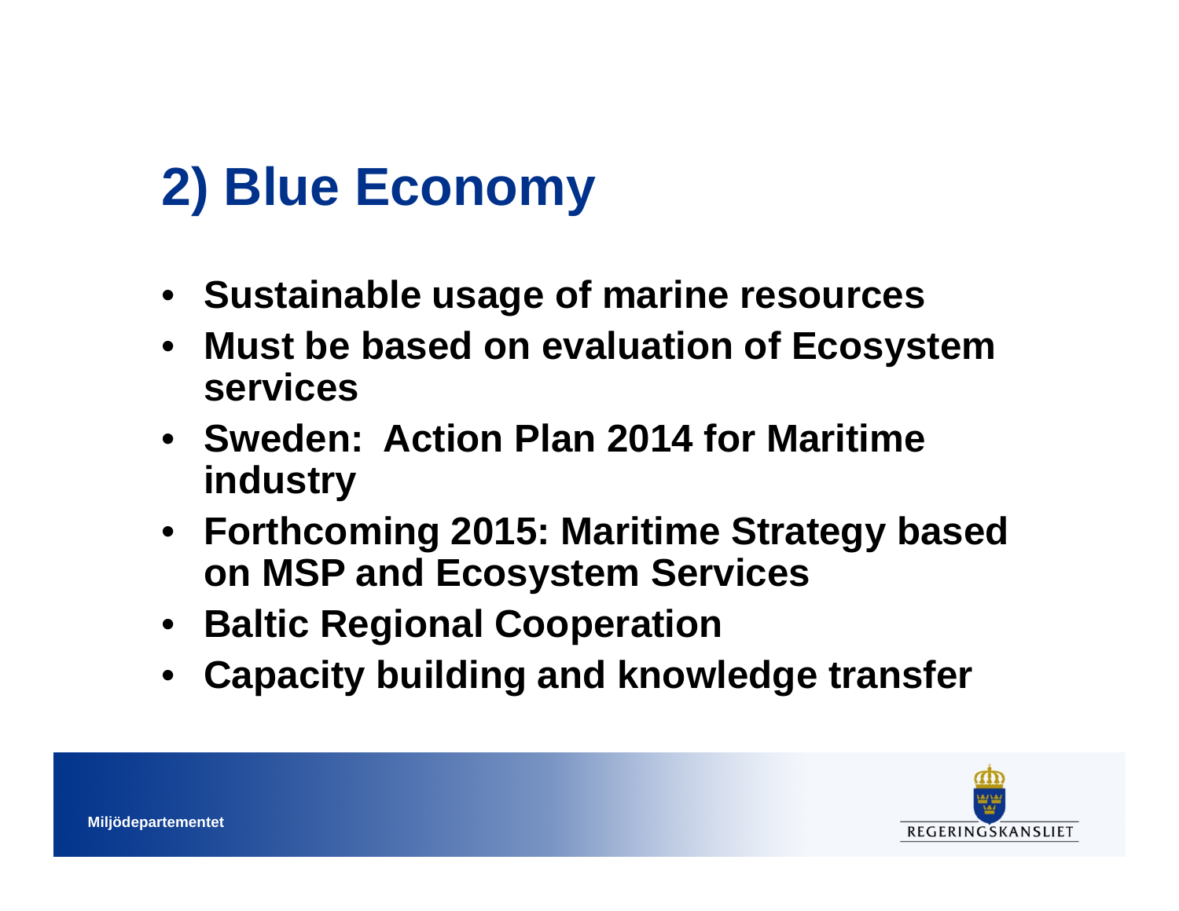# 2) Blue Economy

- **Sustainable usage of marine resources**
- **Must be based on evaluation of Ecosystem services**
- **Sweden: Action Plan 2014 for Maritime industry**
- **Forthcoming 2015: Maritime Strategy based on MSP and Ecosystem Services**
- **Baltic Regional Cooperation**
- **Capacity building and knowledge transfer**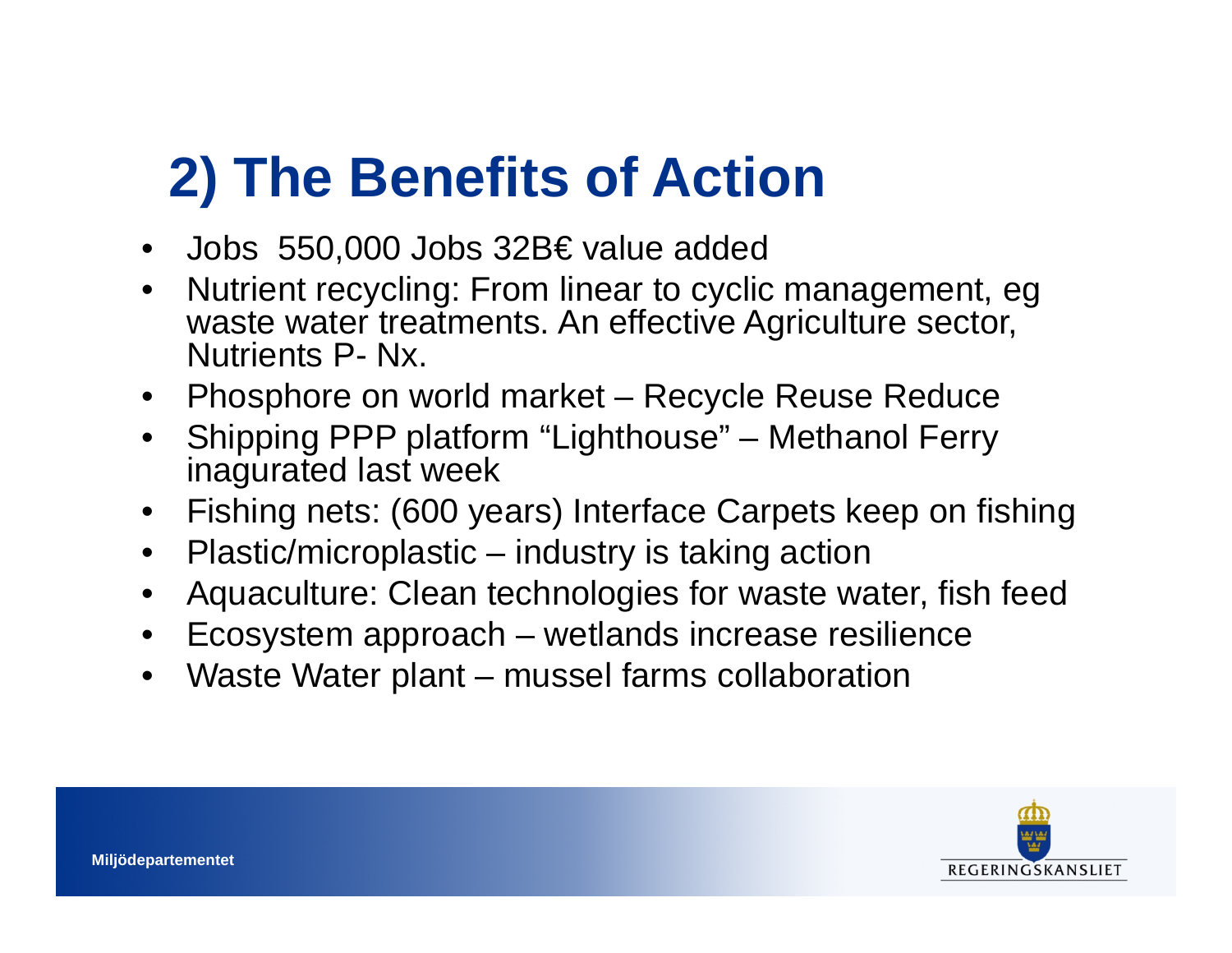# 2) The Benefits of Action

- Jobs 550,000 Jobs 32B€ value added
- Nutrient recycling: From linear to cyclic management, eg waste water treatments. An effective Agriculture sector, Nutrients P- Nx.
- Phosphore on world market – Recycle Reuse Reduce
- Shipping PPP platform "Lighthouse" – Methanol Ferry inagurated last week
- Fishing nets: (600 years) Interface Carpets keep on fishing
- Plastic/microplastic – industry is taking action
- Aquaculture: Clean technologies for waste water, fish feed
- Ecosystem approach – wetlands increase resilience
- Waste Water plant – mussel farms collaboration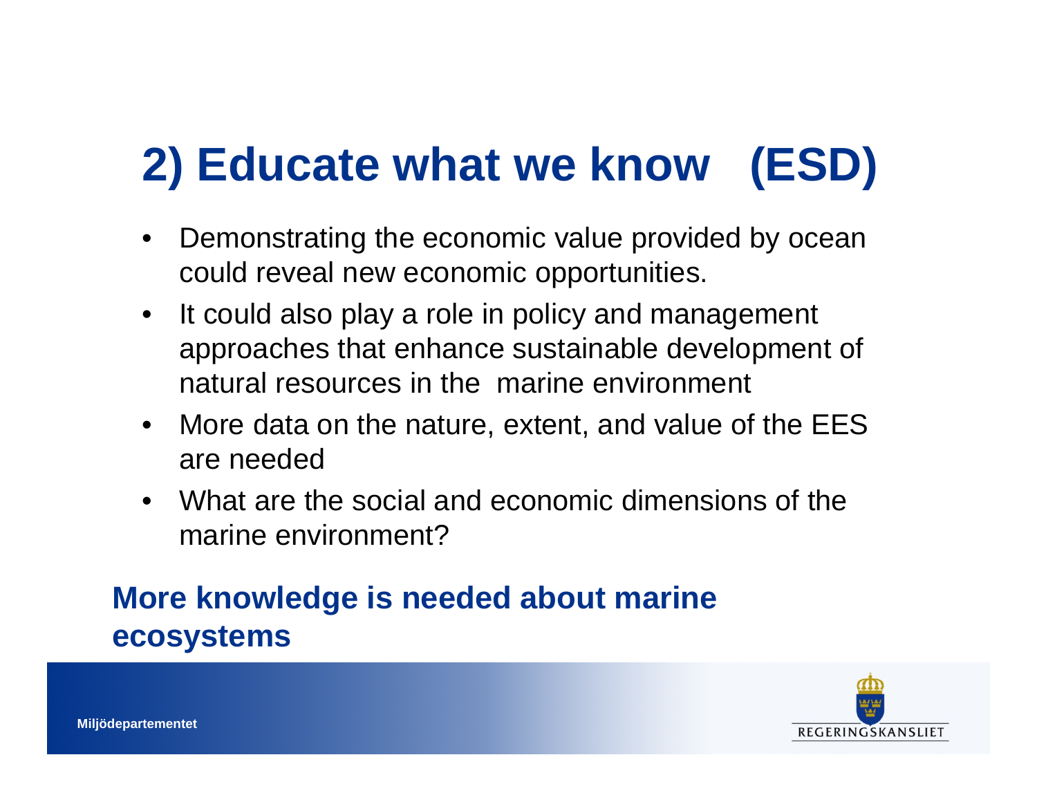# 2) Educate what we know (ESD)

- Demonstrating the economic value provided by ocean could reveal new economic opportunities.
- It could also play a role in policy and management approaches that enhance sustainable development of natural resources in the marine environment
- More data on the nature, extent, and value of the EES are needed
- What are the social and economic dimensions of the marine environment?

**More knowledge is needed about marine ecosystems**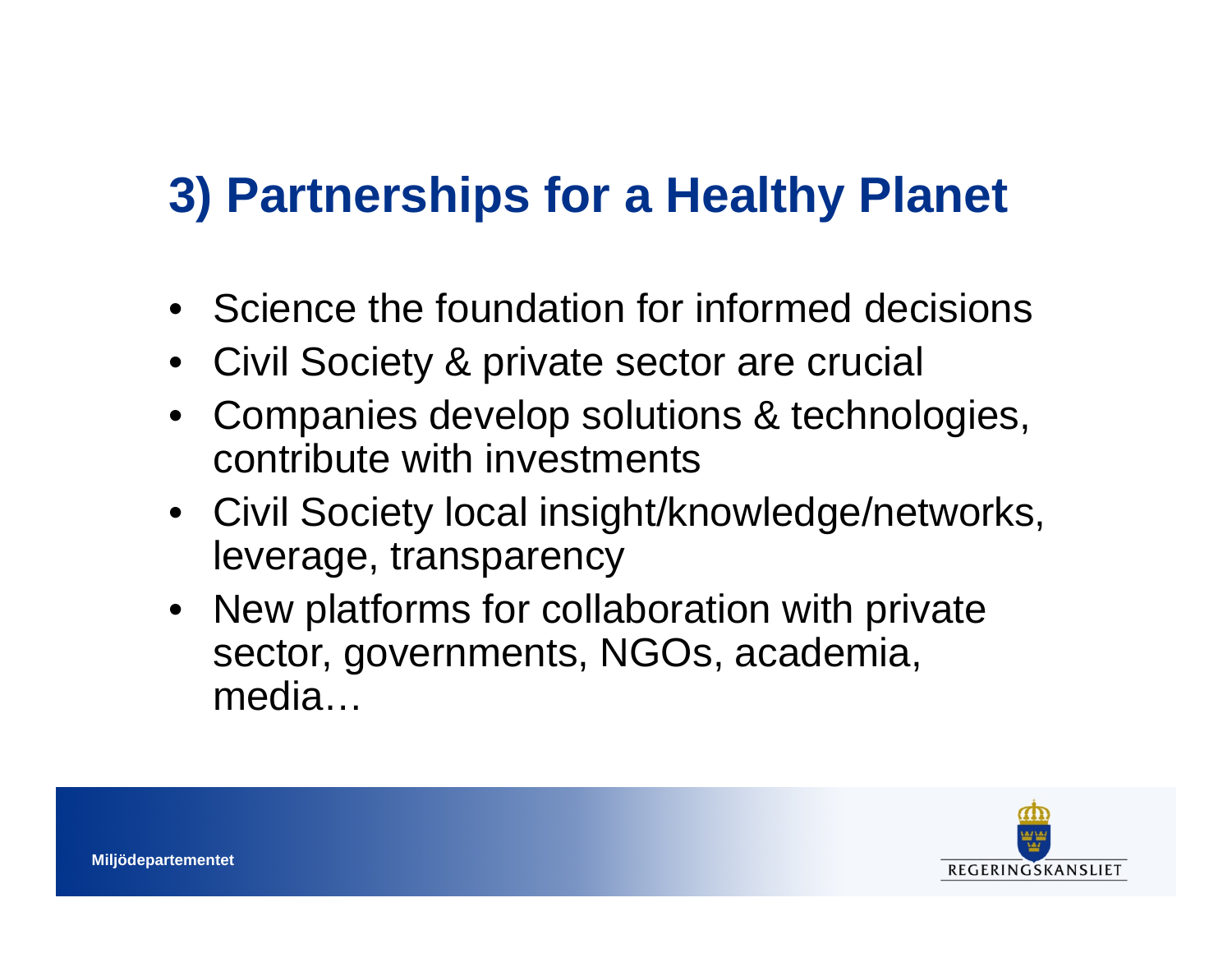# 3) Partnerships for a Healthy Planet

- Science the foundation for informed decisions
- Civil Society & private sector are crucial
- Companies develop solutions & technologies, contribute with investments
- Civil Society local insight/knowledge/networks, leverage, transparency
- New platforms for collaboration with private sector, governments, NGOs, academia, media…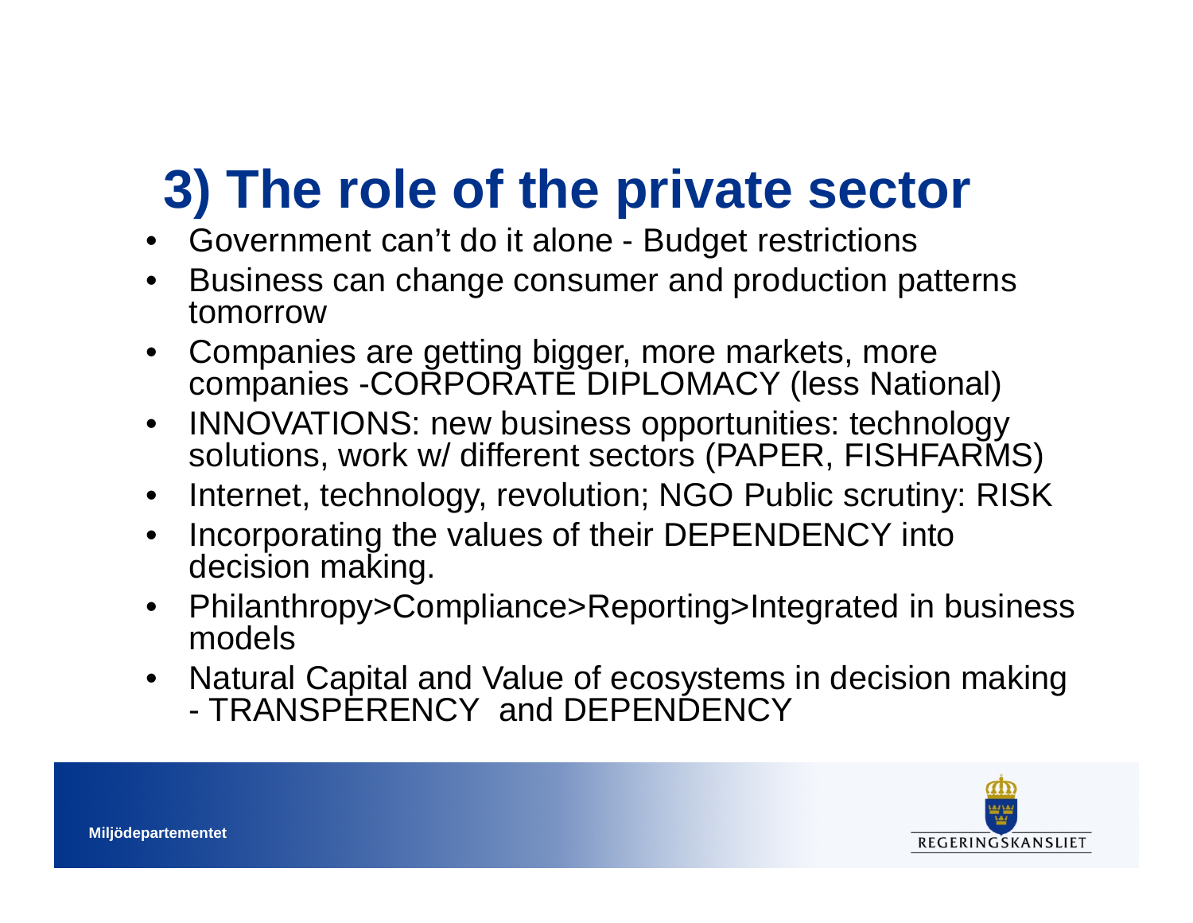# 3) The role of the private sector

- Government can't do it alone - Budget restrictions
- Business can change consumer and production patterns tomorrow
- Companies are getting bigger, more markets, more companies -CORPORATE DIPLOMACY (less National)
- INNOVATIONS: new business opportunities: technology solutions, work w/ different sectors (PAPER, FISHFARMS)
- Internet, technology, revolution; NGO Public scrutiny: RISK
- Incorporating the values of their DEPENDENCY into decision making.
- Philanthropy>Compliance>Reporting>Integrated in business models
- Natural Capital and Value of ecosystems in decision making - TRANSPERENCY and DEPENDENCY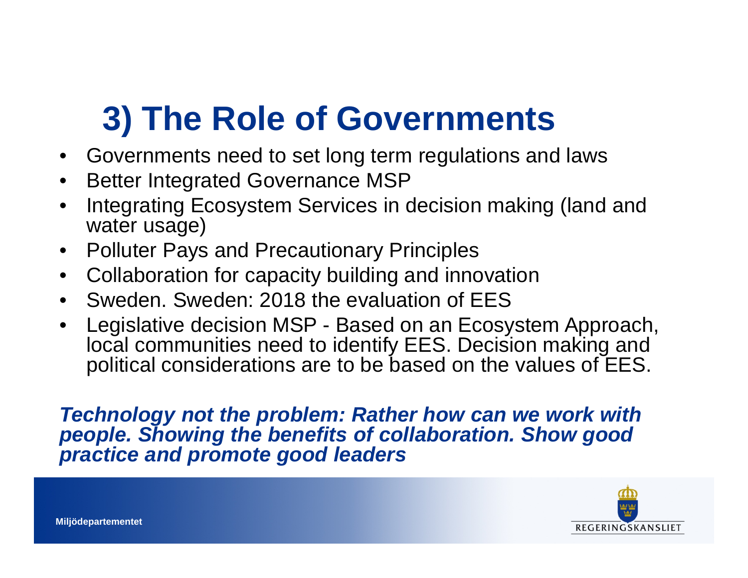# 3) The Role of Governments

- Governments need to set long term regulations and laws
- Better Integrated Governance MSP
- Integrating Ecosystem Services in decision making (land and water usage)
- Polluter Pays and Precautionary Principles
- Collaboration for capacity building and innovation
- Sweden. Sweden: 2018 the evaluation of EES
- Legislative decision MSP - Based on an Ecosystem Approach, local communities need to identify EES. Decision making and political considerations are to be based on the values of EES.

***Technology not the problem: Rather how can we work with people. Showing the benefits of collaboration. Show good practice and promote good leaders***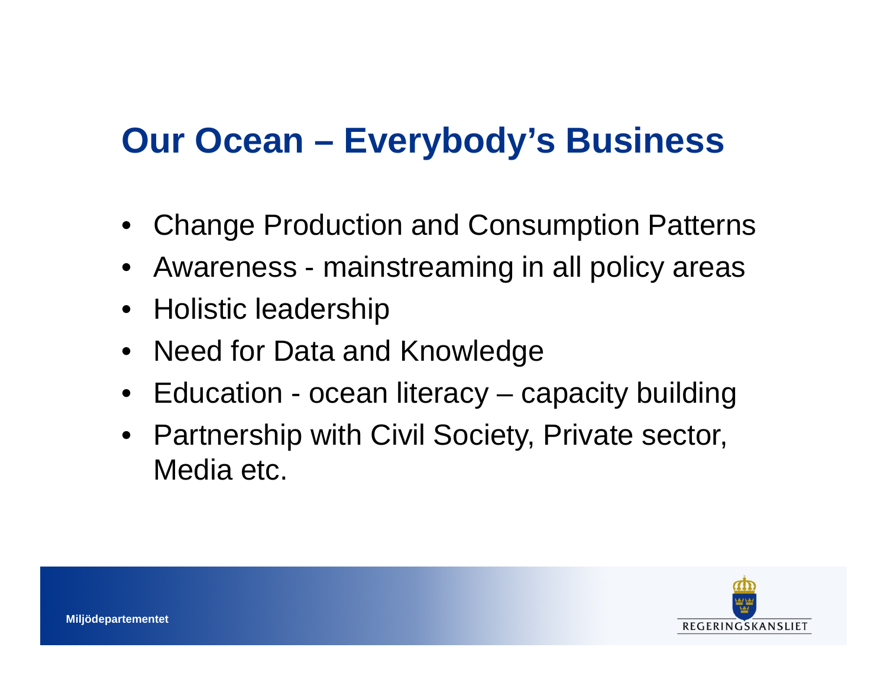# Our Ocean – Everybody's Business

- Change Production and Consumption Patterns
- Awareness - mainstreaming in all policy areas
- Holistic leadership
- Need for Data and Knowledge
- Education - ocean literacy – capacity building
- Partnership with Civil Society, Private sector, Media etc.